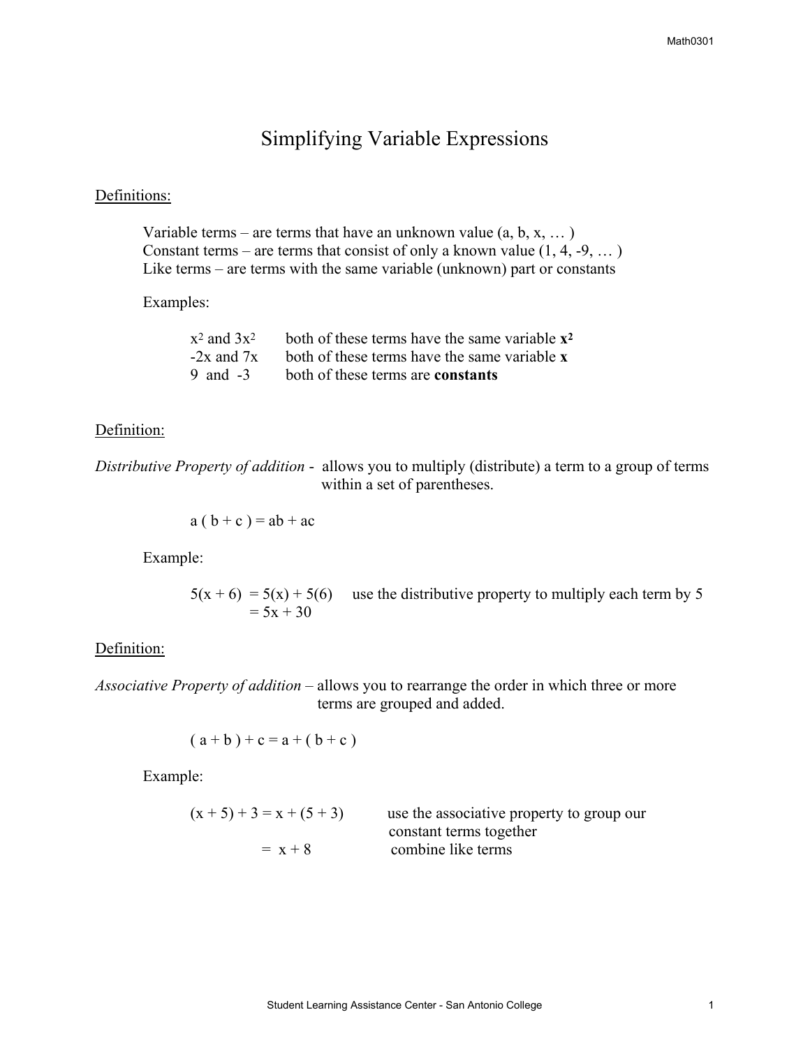# Simplifying Variable Expressions

<u>Definitions:</u>

Variable terms – are terms that have an unknown value (a, b, x, … )
Constant terms – are terms that consist of only a known value (1, 4, -9, … )
Like terms – are terms with the same variable (unknown) part or constants

Examples:

| | |
|---|---|
| $x^2$ and $3x^2$ | both of these terms have the same variable $\mathbf{x^2}$ |
| $-2x$ and $7x$ | both of these terms have the same variable **x** |
| 9 and -3 | both of these terms are **constants** |

<u>Definition:</u>

*Distributive Property of addition* - allows you to multiply (distribute) a term to a group of terms within a set of parentheses.

$$a ( b + c ) = ab + ac$$

Example:

$$5(x + 6) = 5(x) + 5(6)$$ use the distributive property to multiply each term by 5
$$= 5x + 30$$

<u>Definition:</u>

*Associative Property of addition* – allows you to rearrange the order in which three or more terms are grouped and added.

$$( a + b ) + c = a + ( b + c )$$

Example:

$$(x + 5) + 3 = x + (5 + 3)$$ use the associative property to group our constant terms together
$$= x + 8$$ combine like terms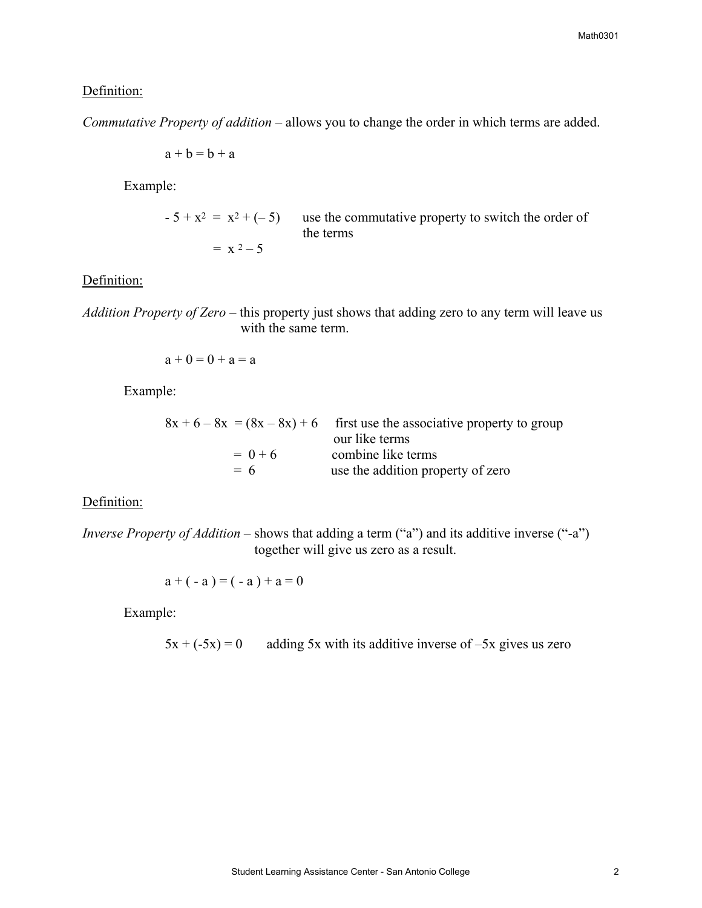<u>Definition:</u>

*Commutative Property of addition* – allows you to change the order in which terms are added.

$$a + b = b + a$$

Example:

$-5 + x^2 = x^2 + (-5)$ use the commutative property to switch the order of the terms

$= x^2 - 5$

<u>Definition:</u>

*Addition Property of Zero* – this property just shows that adding zero to any term will leave us with the same term.

$$a + 0 = 0 + a = a$$

Example:

$8x + 6 - 8x = (8x - 8x) + 6$ first use the associative property to group our like terms

$= 0 + 6$ combine like terms

$= 6$ use the addition property of zero

<u>Definition:</u>

*Inverse Property of Addition* – shows that adding a term ("a") and its additive inverse ("-a") together will give us zero as a result.

$$a + (-a) = (-a) + a = 0$$

Example:

$5x + (-5x) = 0$ adding 5x with its additive inverse of –5x gives us zero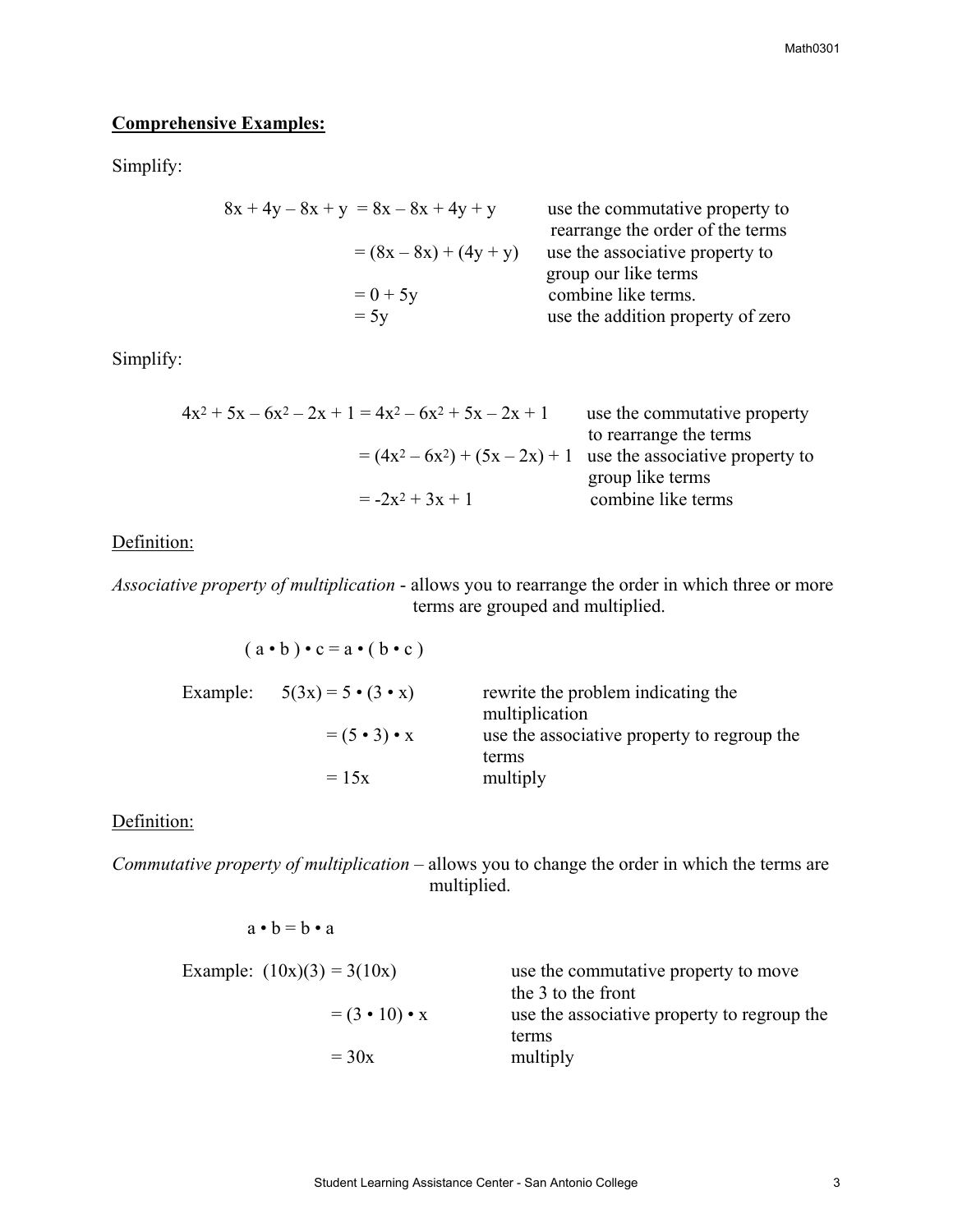**Comprehensive Examples:**

Simplify:

| | | |
|---|---|---|
| $8x + 4y - 8x + y$ | $= 8x - 8x + 4y + y$ | use the commutative property to rearrange the order of the terms |
| | $= (8x - 8x) + (4y + y)$ | use the associative property to group our like terms |
| | $= 0 + 5y$ | combine like terms. |
| | $= 5y$ | use the addition property of zero |

Simplify:

| | | |
|---|---|---|
| $4x^2 + 5x - 6x^2 - 2x + 1$ | $= 4x^2 - 6x^2 + 5x - 2x + 1$ | use the commutative property to rearrange the terms |
| | $= (4x^2 - 6x^2) + (5x - 2x) + 1$ | use the associative property to group like terms |
| | $= -2x^2 + 3x + 1$ | combine like terms |

Definition:

*Associative property of multiplication* - allows you to rearrange the order in which three or more terms are grouped and multiplied.

$$(a \cdot b) \cdot c = a \cdot (b \cdot c)$$

Example:

| | | |
|---|---|---|
| $5(3x)$ | $= 5 \cdot (3 \cdot x)$ | rewrite the problem indicating the multiplication |
| | $= (5 \cdot 3) \cdot x$ | use the associative property to regroup the terms |
| | $= 15x$ | multiply |

Definition:

*Commutative property of multiplication* – allows you to change the order in which the terms are multiplied.

$$a \cdot b = b \cdot a$$

Example:

| | | |
|---|---|---|
| $(10x)(3)$ | $= 3(10x)$ | use the commutative property to move the 3 to the front |
| | $= (3 \cdot 10) \cdot x$ | use the associative property to regroup the terms |
| | $= 30x$ | multiply |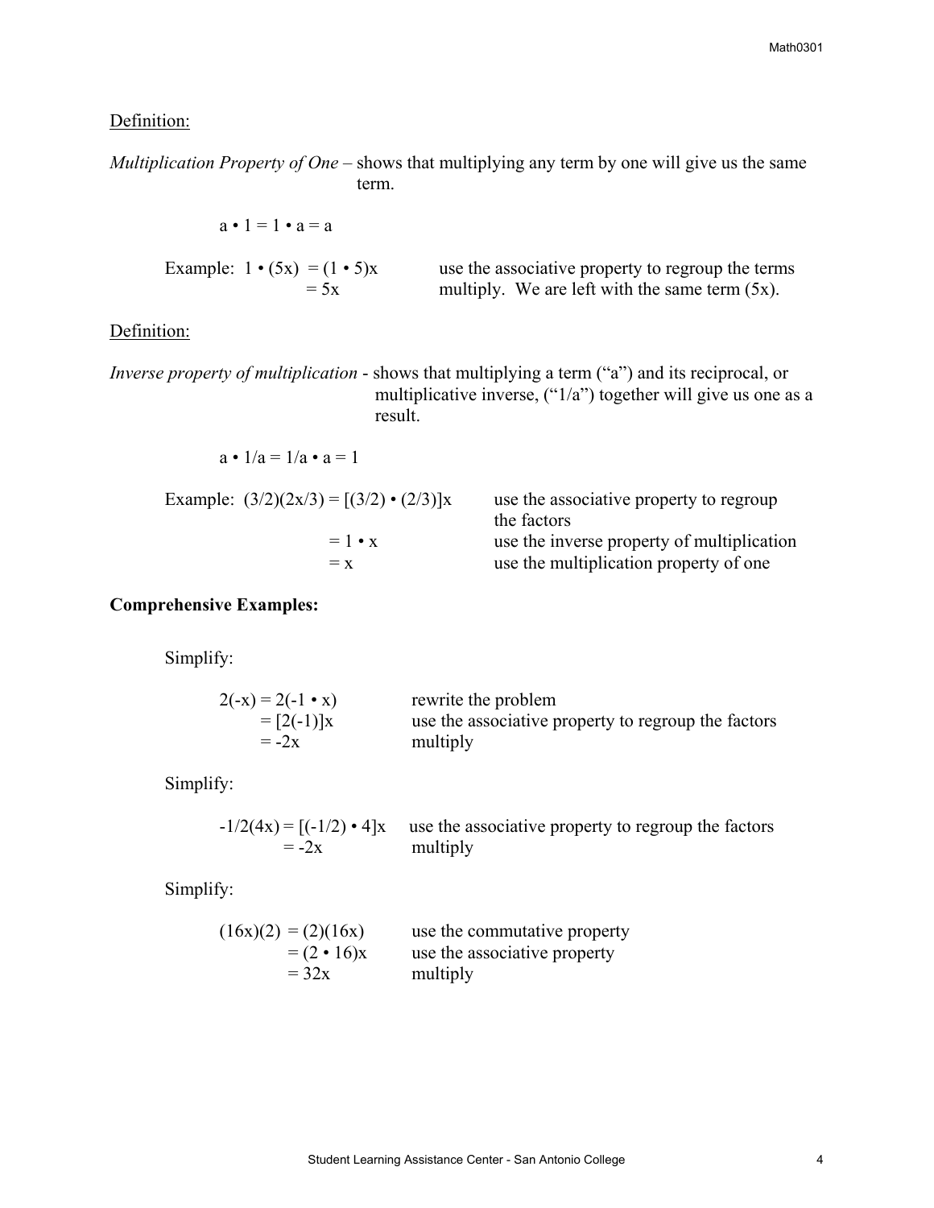Definition:

*Multiplication Property of One* – shows that multiplying any term by one will give us the same term.

$a \cdot 1 = 1 \cdot a = a$

Example: $1 \cdot (5x) = (1 \cdot 5)x$ — use the associative property to regroup the terms
$= 5x$ — multiply. We are left with the same term $(5x)$.

Definition:

*Inverse property of multiplication* - shows that multiplying a term ("a") and its reciprocal, or multiplicative inverse, ("1/a") together will give us one as a result.

$a \cdot 1/a = 1/a \cdot a = 1$

Example: $(3/2)(2x/3) = [(3/2) \cdot (2/3)]x$ — use the associative property to regroup the factors
$= 1 \cdot x$ — use the inverse property of multiplication
$= x$ — use the multiplication property of one

**Comprehensive Examples:**

Simplify:

$2(-x) = 2(-1 \cdot x)$ — rewrite the problem
$= [2(-1)]x$ — use the associative property to regroup the factors
$= -2x$ — multiply

Simplify:

$-1/2(4x) = [(-1/2) \cdot 4]x$ — use the associative property to regroup the factors
$= -2x$ — multiply

Simplify:

$(16x)(2) = (2)(16x)$ — use the commutative property
$= (2 \cdot 16)x$ — use the associative property
$= 32x$ — multiply